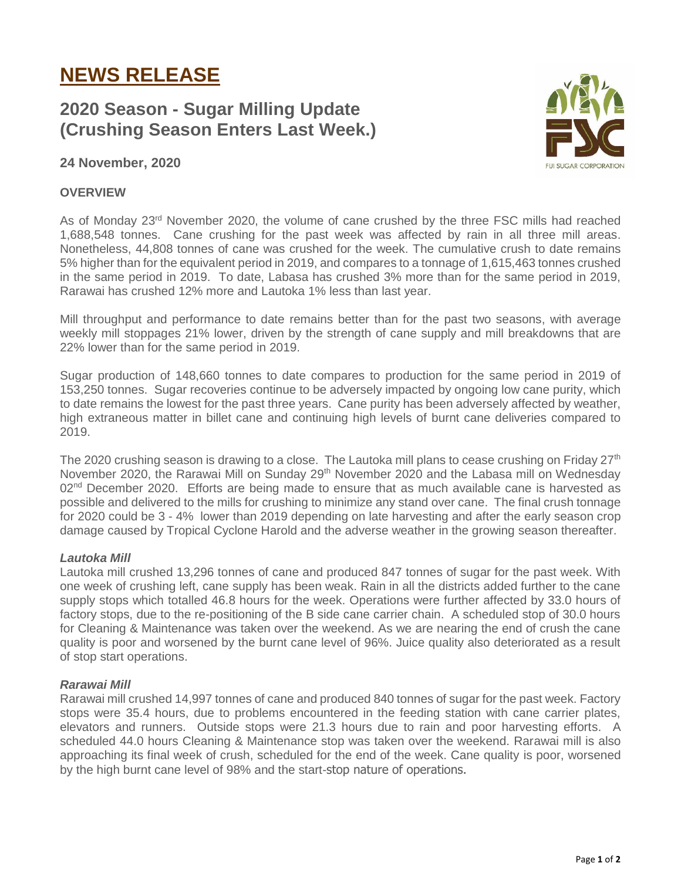# NEWS RELEASE

## 2020 Season - Sugar Milling Update (Crushing Season Enters Last Week.)

**24 November, 2020**

**OVERVIEW**

As of Monday 23rd November 2020, the volume of cane crushed by the three FSC mills had reached 1,688,548 tonnes. Cane crushing for the past week was affected by rain in all three mill areas. Nonetheless, 44,808 tonnes of cane was crushed for the week. The cumulative crush to date remains 5% higher than for the equivalent period in 2019, and compares to a tonnage of 1,615,463 tonnes crushed in the same period in 2019. To date, Labasa has crushed 3% more than for the same period in 2019, Rarawai has crushed 12% more and Lautoka 1% less than last year.

Mill throughput and performance to date remains better than for the past two seasons, with average weekly mill stoppages 21% lower, driven by the strength of cane supply and mill breakdowns that are 22% lower than for the same period in 2019.

Sugar production of 148,660 tonnes to date compares to production for the same period in 2019 of 153,250 tonnes. Sugar recoveries continue to be adversely impacted by ongoing low cane purity, which to date remains the lowest for the past three years. Cane purity has been adversely affected by weather, high extraneous matter in billet cane and continuing high levels of burnt cane deliveries compared to 2019.

The 2020 crushing season is drawing to a close. The Lautoka mill plans to cease crushing on Friday 27th November 2020, the Rarawai Mill on Sunday 29th November 2020 and the Labasa mill on Wednesday 02nd December 2020. Efforts are being made to ensure that as much available cane is harvested as possible and delivered to the mills for crushing to minimize any stand over cane. The final crush tonnage for 2020 could be 3 - 4% lower than 2019 depending on late harvesting and after the early season crop damage caused by Tropical Cyclone Harold and the adverse weather in the growing season thereafter.

***Lautoka Mill***

Lautoka mill crushed 13,296 tonnes of cane and produced 847 tonnes of sugar for the past week. With one week of crushing left, cane supply has been weak. Rain in all the districts added further to the cane supply stops which totalled 46.8 hours for the week. Operations were further affected by 33.0 hours of factory stops, due to the re-positioning of the B side cane carrier chain. A scheduled stop of 30.0 hours for Cleaning & Maintenance was taken over the weekend. As we are nearing the end of crush the cane quality is poor and worsened by the burnt cane level of 96%. Juice quality also deteriorated as a result of stop start operations.

***Rarawai Mill***

Rarawai mill crushed 14,997 tonnes of cane and produced 840 tonnes of sugar for the past week. Factory stops were 35.4 hours, due to problems encountered in the feeding station with cane carrier plates, elevators and runners. Outside stops were 21.3 hours due to rain and poor harvesting efforts. A scheduled 44.0 hours Cleaning & Maintenance stop was taken over the weekend. Rarawai mill is also approaching its final week of crush, scheduled for the end of the week. Cane quality is poor, worsened by the high burnt cane level of 98% and the start-stop nature of operations.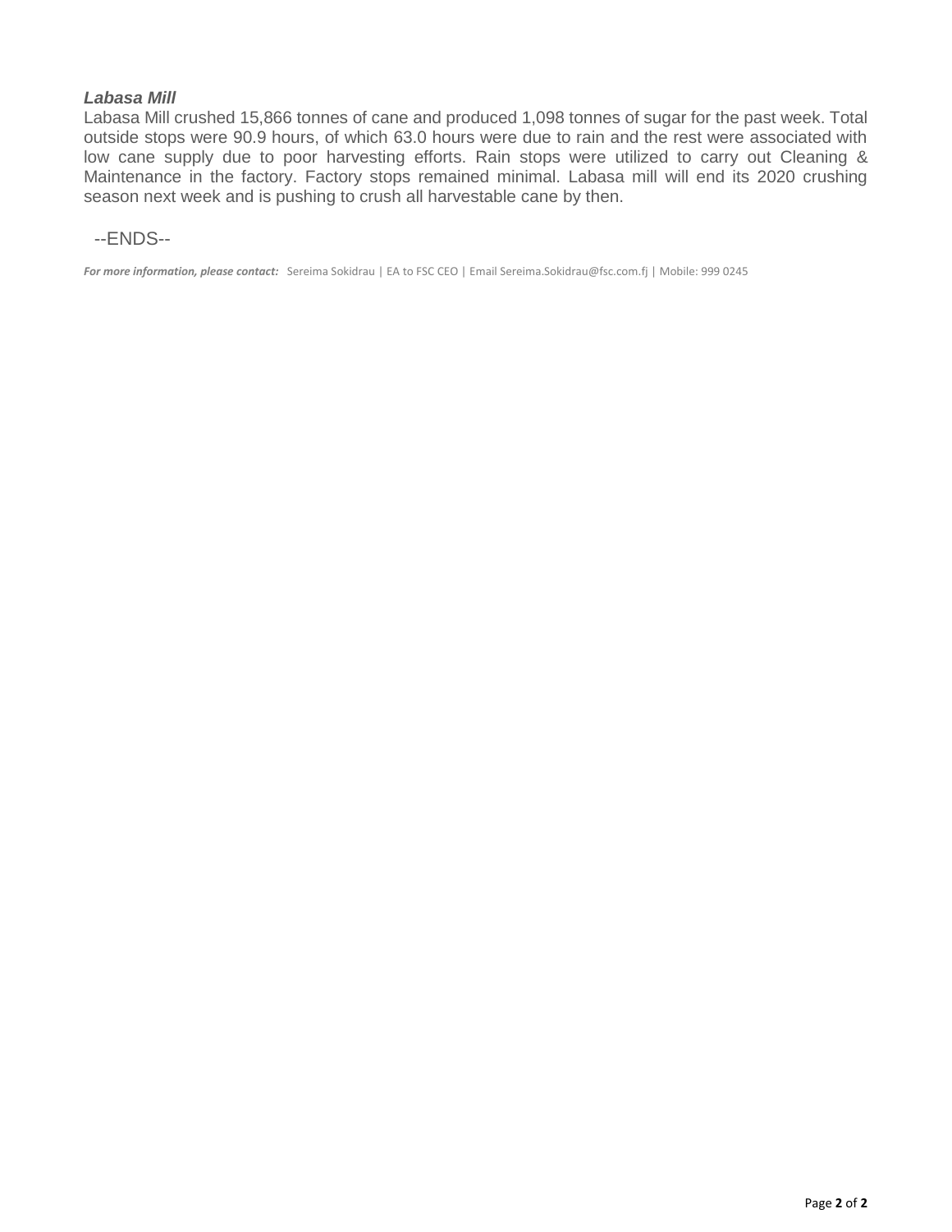***Labasa Mill***

Labasa Mill crushed 15,866 tonnes of cane and produced 1,098 tonnes of sugar for the past week. Total outside stops were 90.9 hours, of which 63.0 hours were due to rain and the rest were associated with low cane supply due to poor harvesting efforts. Rain stops were utilized to carry out Cleaning & Maintenance in the factory. Factory stops remained minimal. Labasa mill will end its 2020 crushing season next week and is pushing to crush all harvestable cane by then.

--ENDS--

***For more information, please contact:*** Sereima Sokidrau | EA to FSC CEO | Email Sereima.Sokidrau@fsc.com.fj | Mobile: 999 0245